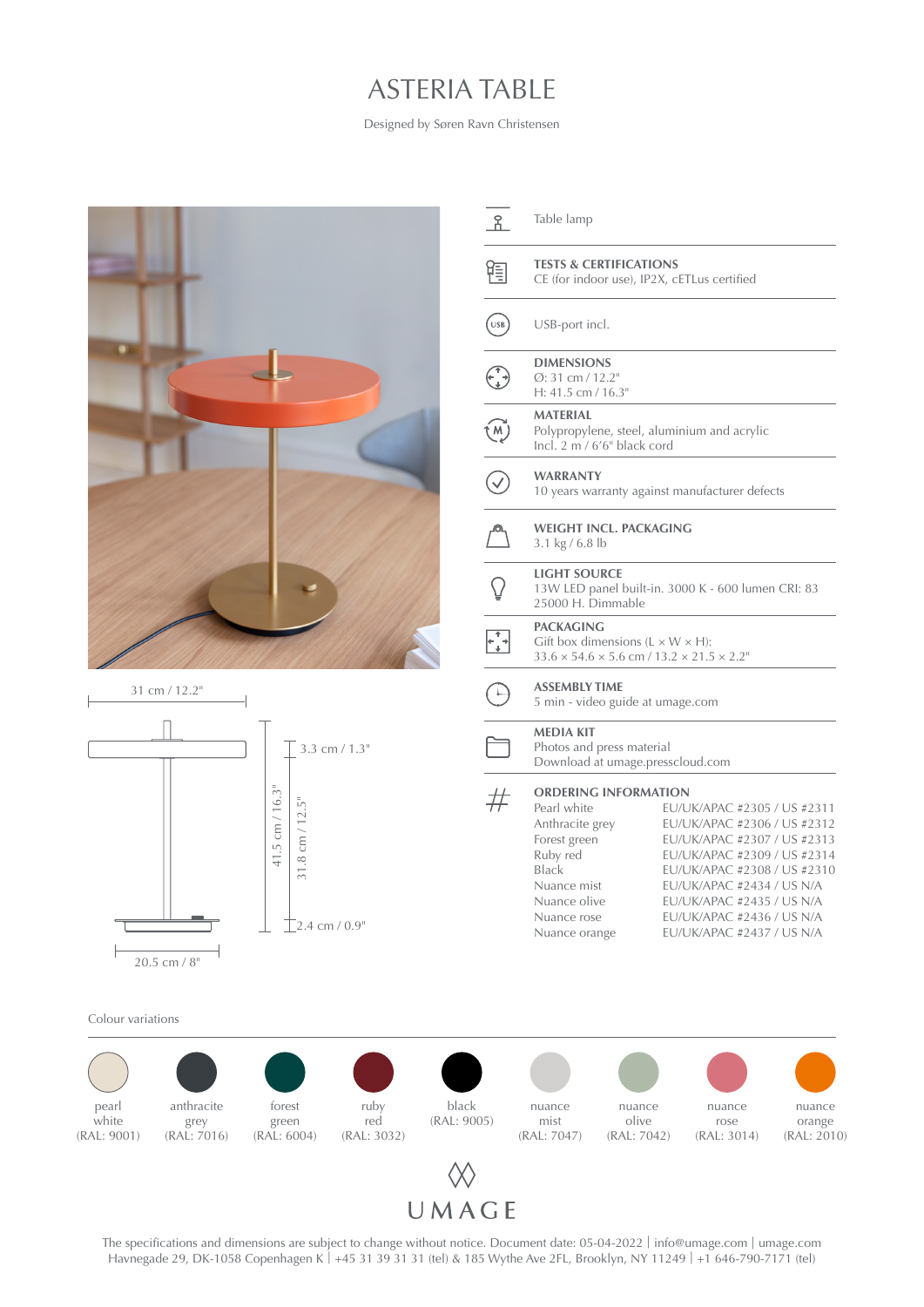# ASTERIA TABLE

Designed by Søren Ravn Christensen

31 cm / 12.2"

3.3 cm / 1.3"

41.5 cm / 16.3"

31.8 cm / 12.5"

2.4 cm / 0.9"

20.5 cm / 8"

Table lamp

**TESTS & CERTIFICATIONS**
CE (for indoor use), IP2X, cETLus certified

USB-port incl.

**DIMENSIONS**
Ø: 31 cm / 12.2"
H: 41.5 cm / 16.3"

**MATERIAL**
Polypropylene, steel, aluminium and acrylic
Incl. 2 m / 6'6" black cord

**WARRANTY**
10 years warranty against manufacturer defects

**WEIGHT INCL. PACKAGING**
3.1 kg / 6.8 lb

**LIGHT SOURCE**
13W LED panel built-in. 3000 K - 600 lumen CRI: 83
25000 H. Dimmable

**PACKAGING**
Gift box dimensions (L × W × H):
33.6 × 54.6 × 5.6 cm / 13.2 × 21.5 × 2.2"

**ASSEMBLY TIME**
5 min - video guide at umage.com

**MEDIA KIT**
Photos and press material
Download at umage.presscloud.com

**ORDERING INFORMATION**

| | |
|---|---|
| Pearl white | EU/UK/APAC #2305 / US #2311 |
| Anthracite grey | EU/UK/APAC #2306 / US #2312 |
| Forest green | EU/UK/APAC #2307 / US #2313 |
| Ruby red | EU/UK/APAC #2309 / US #2314 |
| Black | EU/UK/APAC #2308 / US #2310 |
| Nuance mist | EU/UK/APAC #2434 / US N/A |
| Nuance olive | EU/UK/APAC #2435 / US N/A |
| Nuance rose | EU/UK/APAC #2436 / US N/A |
| Nuance orange | EU/UK/APAC #2437 / US N/A |

Colour variations

| pearl white (RAL: 9001) | anthracite grey (RAL: 7016) | forest green (RAL: 6004) | ruby red (RAL: 3032) | black (RAL: 9005) | nuance mist (RAL: 7047) | nuance olive (RAL: 7042) | nuance rose (RAL: 3014) | nuance orange (RAL: 2010) |
|---|---|---|---|---|---|---|---|---|

UMAGE

The specifications and dimensions are subject to change without notice. Document date: 05-04-2022 | info@umage.com | umage.com
Havnegade 29, DK-1058 Copenhagen K | +45 31 39 31 31 (tel) & 185 Wythe Ave 2FL, Brooklyn, NY 11249 | +1 646-790-7171 (tel)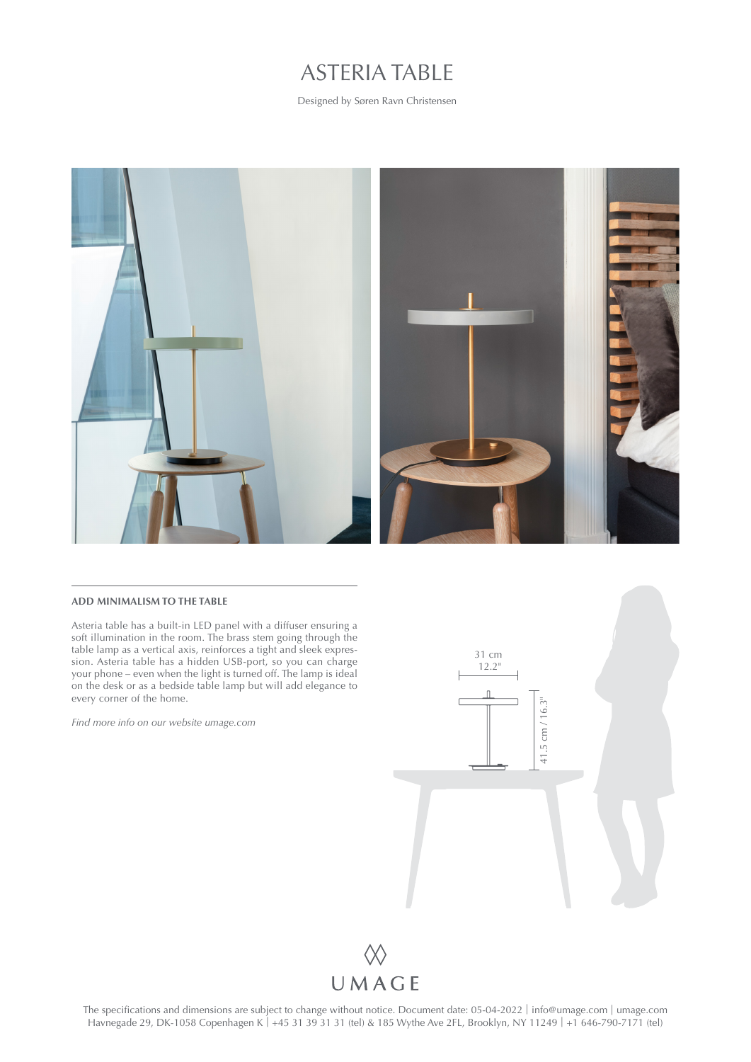# ASTERIA TABLE

Designed by Søren Ravn Christensen

### ADD MINIMALISM TO THE TABLE

Asteria table has a built-in LED panel with a diffuser ensuring a soft illumination in the room. The brass stem going through the table lamp as a vertical axis, reinforces a tight and sleek expression. Asteria table has a hidden USB-port, so you can charge your phone – even when the light is turned off. The lamp is ideal on the desk or as a bedside table lamp but will add elegance to every corner of the home.

*Find more info on our website umage.com*

31 cm
12.2"

41.5 cm / 16.3"

UMAGE

The specifications and dimensions are subject to change without notice. Document date: 05-04-2022 | info@umage.com | umage.com
Havnegade 29, DK-1058 Copenhagen K | +45 31 39 31 31 (tel) & 185 Wythe Ave 2FL, Brooklyn, NY 11249 | +1 646-790-7171 (tel)